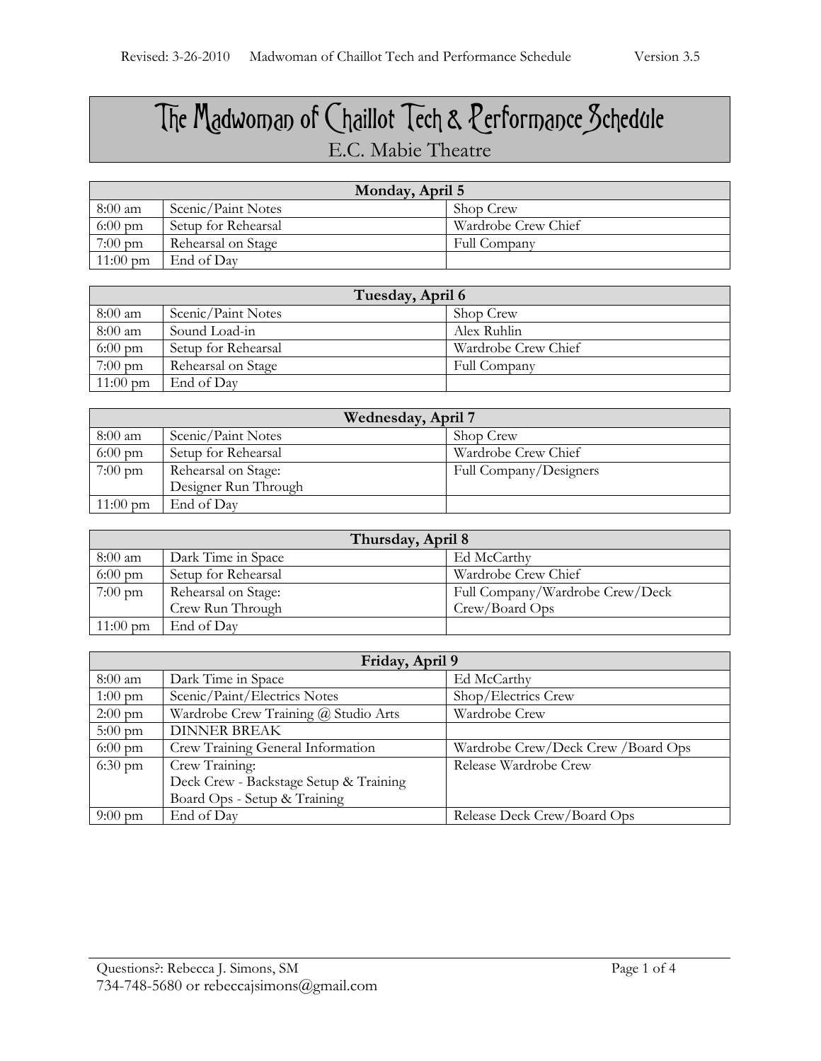# The Madwoman of Chaillot Tech & Performance Schedule

E.C. Mabie Theatre

| Monday, April 5 | | |
|---|---|---|
| 8:00 am | Scenic/Paint Notes | Shop Crew |
| 6:00 pm | Setup for Rehearsal | Wardrobe Crew Chief |
| 7:00 pm | Rehearsal on Stage | Full Company |
| 11:00 pm | End of Day | |

| Tuesday, April 6 | | |
|---|---|---|
| 8:00 am | Scenic/Paint Notes | Shop Crew |
| 8:00 am | Sound Load-in | Alex Ruhlin |
| 6:00 pm | Setup for Rehearsal | Wardrobe Crew Chief |
| 7:00 pm | Rehearsal on Stage | Full Company |
| 11:00 pm | End of Day | |

| Wednesday, April 7 | | |
|---|---|---|
| 8:00 am | Scenic/Paint Notes | Shop Crew |
| 6:00 pm | Setup for Rehearsal | Wardrobe Crew Chief |
| 7:00 pm | Rehearsal on Stage: Designer Run Through | Full Company/Designers |
| 11:00 pm | End of Day | |

| Thursday, April 8 | | |
|---|---|---|
| 8:00 am | Dark Time in Space | Ed McCarthy |
| 6:00 pm | Setup for Rehearsal | Wardrobe Crew Chief |
| 7:00 pm | Rehearsal on Stage: Crew Run Through | Full Company/Wardrobe Crew/Deck Crew/Board Ops |
| 11:00 pm | End of Day | |

| Friday, April 9 | | |
|---|---|---|
| 8:00 am | Dark Time in Space | Ed McCarthy |
| 1:00 pm | Scenic/Paint/Electrics Notes | Shop/Electrics Crew |
| 2:00 pm | Wardrobe Crew Training @ Studio Arts | Wardrobe Crew |
| 5:00 pm | DINNER BREAK | |
| 6:00 pm | Crew Training General Information | Wardrobe Crew/Deck Crew /Board Ops |
| 6:30 pm | Crew Training: Deck Crew - Backstage Setup & Training Board Ops - Setup & Training | Release Wardrobe Crew |
| 9:00 pm | End of Day | Release Deck Crew/Board Ops |

Questions?: Rebecca J. Simons, SM
734-748-5680 or rebeccajsimons@gmail.com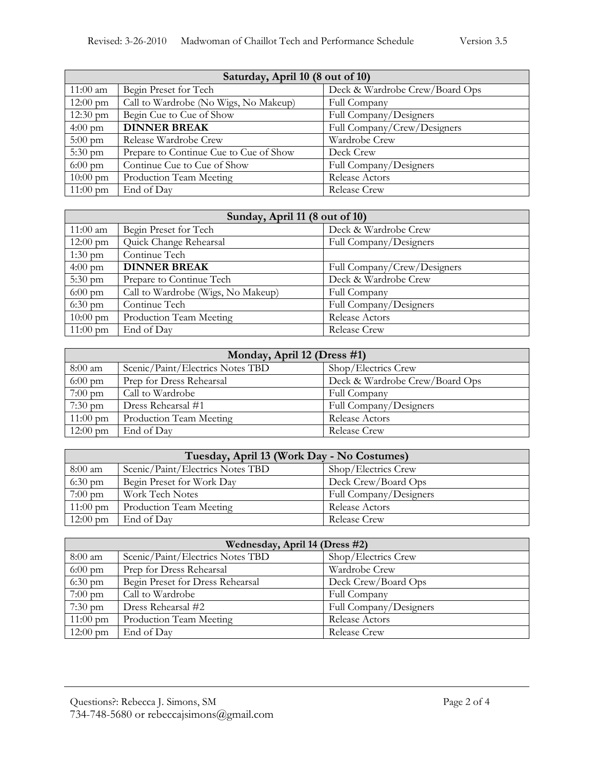| Saturday, April 10 (8 out of 10) | | |
|---|---|---|
| 11:00 am | Begin Preset for Tech | Deck & Wardrobe Crew/Board Ops |
| 12:00 pm | Call to Wardrobe (No Wigs, No Makeup) | Full Company |
| 12:30 pm | Begin Cue to Cue of Show | Full Company/Designers |
| 4:00 pm | **DINNER BREAK** | Full Company/Crew/Designers |
| 5:00 pm | Release Wardrobe Crew | Wardrobe Crew |
| 5:30 pm | Prepare to Continue Cue to Cue of Show | Deck Crew |
| 6:00 pm | Continue Cue to Cue of Show | Full Company/Designers |
| 10:00 pm | Production Team Meeting | Release Actors |
| 11:00 pm | End of Day | Release Crew |

| Sunday, April 11 (8 out of 10) | | |
|---|---|---|
| 11:00 am | Begin Preset for Tech | Deck & Wardrobe Crew |
| 12:00 pm | Quick Change Rehearsal | Full Company/Designers |
| 1:30 pm | Continue Tech | |
| 4:00 pm | **DINNER BREAK** | Full Company/Crew/Designers |
| 5:30 pm | Prepare to Continue Tech | Deck & Wardrobe Crew |
| 6:00 pm | Call to Wardrobe (Wigs, No Makeup) | Full Company |
| 6:30 pm | Continue Tech | Full Company/Designers |
| 10:00 pm | Production Team Meeting | Release Actors |
| 11:00 pm | End of Day | Release Crew |

| Monday, April 12 (Dress #1) | | |
|---|---|---|
| 8:00 am | Scenic/Paint/Electrics Notes TBD | Shop/Electrics Crew |
| 6:00 pm | Prep for Dress Rehearsal | Deck & Wardrobe Crew/Board Ops |
| 7:00 pm | Call to Wardrobe | Full Company |
| 7:30 pm | Dress Rehearsal #1 | Full Company/Designers |
| 11:00 pm | Production Team Meeting | Release Actors |
| 12:00 pm | End of Day | Release Crew |

| Tuesday, April 13 (Work Day - No Costumes) | | |
|---|---|---|
| 8:00 am | Scenic/Paint/Electrics Notes TBD | Shop/Electrics Crew |
| 6:30 pm | Begin Preset for Work Day | Deck Crew/Board Ops |
| 7:00 pm | Work Tech Notes | Full Company/Designers |
| 11:00 pm | Production Team Meeting | Release Actors |
| 12:00 pm | End of Day | Release Crew |

| Wednesday, April 14 (Dress #2) | | |
|---|---|---|
| 8:00 am | Scenic/Paint/Electrics Notes TBD | Shop/Electrics Crew |
| 6:00 pm | Prep for Dress Rehearsal | Wardrobe Crew |
| 6:30 pm | Begin Preset for Dress Rehearsal | Deck Crew/Board Ops |
| 7:00 pm | Call to Wardrobe | Full Company |
| 7:30 pm | Dress Rehearsal #2 | Full Company/Designers |
| 11:00 pm | Production Team Meeting | Release Actors |
| 12:00 pm | End of Day | Release Crew |

Questions?: Rebecca J. Simons, SM
734-748-5680 or rebeccajsimons@gmail.com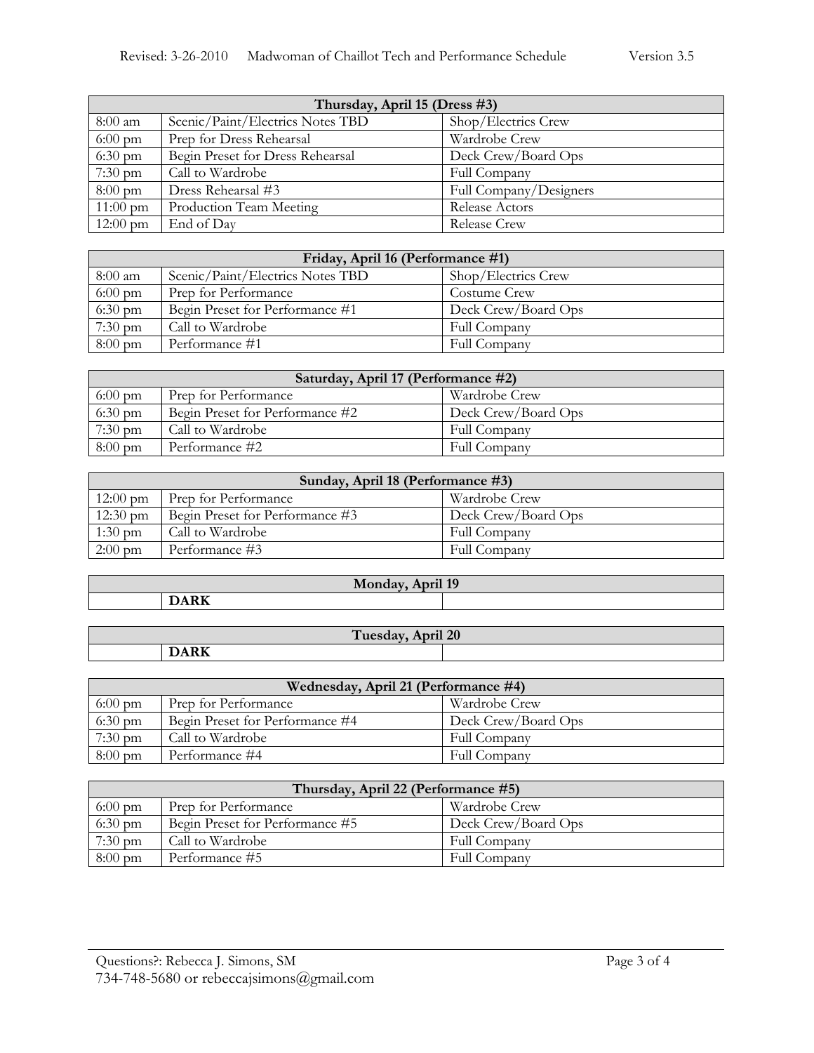| Thursday, April 15 (Dress #3) | | |
|---|---|---|
| 8:00 am | Scenic/Paint/Electrics Notes TBD | Shop/Electrics Crew |
| 6:00 pm | Prep for Dress Rehearsal | Wardrobe Crew |
| 6:30 pm | Begin Preset for Dress Rehearsal | Deck Crew/Board Ops |
| 7:30 pm | Call to Wardrobe | Full Company |
| 8:00 pm | Dress Rehearsal #3 | Full Company/Designers |
| 11:00 pm | Production Team Meeting | Release Actors |
| 12:00 pm | End of Day | Release Crew |

| Friday, April 16 (Performance #1) | | |
|---|---|---|
| 8:00 am | Scenic/Paint/Electrics Notes TBD | Shop/Electrics Crew |
| 6:00 pm | Prep for Performance | Costume Crew |
| 6:30 pm | Begin Preset for Performance #1 | Deck Crew/Board Ops |
| 7:30 pm | Call to Wardrobe | Full Company |
| 8:00 pm | Performance #1 | Full Company |

| Saturday, April 17 (Performance #2) | | |
|---|---|---|
| 6:00 pm | Prep for Performance | Wardrobe Crew |
| 6:30 pm | Begin Preset for Performance #2 | Deck Crew/Board Ops |
| 7:30 pm | Call to Wardrobe | Full Company |
| 8:00 pm | Performance #2 | Full Company |

| Sunday, April 18 (Performance #3) | | |
|---|---|---|
| 12:00 pm | Prep for Performance | Wardrobe Crew |
| 12:30 pm | Begin Preset for Performance #3 | Deck Crew/Board Ops |
| 1:30 pm | Call to Wardrobe | Full Company |
| 2:00 pm | Performance #3 | Full Company |

| Monday, April 19 | | |
|---|---|---|
| | **DARK** | |

| Tuesday, April 20 | | |
|---|---|---|
| | **DARK** | |

| Wednesday, April 21 (Performance #4) | | |
|---|---|---|
| 6:00 pm | Prep for Performance | Wardrobe Crew |
| 6:30 pm | Begin Preset for Performance #4 | Deck Crew/Board Ops |
| 7:30 pm | Call to Wardrobe | Full Company |
| 8:00 pm | Performance #4 | Full Company |

| Thursday, April 22 (Performance #5) | | |
|---|---|---|
| 6:00 pm | Prep for Performance | Wardrobe Crew |
| 6:30 pm | Begin Preset for Performance #5 | Deck Crew/Board Ops |
| 7:30 pm | Call to Wardrobe | Full Company |
| 8:00 pm | Performance #5 | Full Company |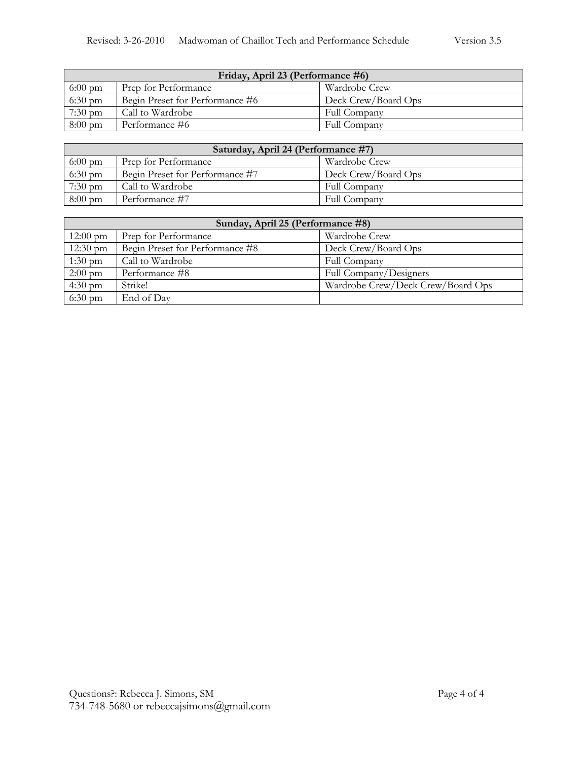| Friday, April 23 (Performance #6) | | |
| --- | --- | --- |
| 6:00 pm | Prep for Performance | Wardrobe Crew |
| 6:30 pm | Begin Preset for Performance #6 | Deck Crew/Board Ops |
| 7:30 pm | Call to Wardrobe | Full Company |
| 8:00 pm | Performance #6 | Full Company |

| Saturday, April 24 (Performance #7) | | |
| --- | --- | --- |
| 6:00 pm | Prep for Performance | Wardrobe Crew |
| 6:30 pm | Begin Preset for Performance #7 | Deck Crew/Board Ops |
| 7:30 pm | Call to Wardrobe | Full Company |
| 8:00 pm | Performance #7 | Full Company |

| Sunday, April 25 (Performance #8) | | |
| --- | --- | --- |
| 12:00 pm | Prep for Performance | Wardrobe Crew |
| 12:30 pm | Begin Preset for Performance #8 | Deck Crew/Board Ops |
| 1:30 pm | Call to Wardrobe | Full Company |
| 2:00 pm | Performance #8 | Full Company/Designers |
| 4:30 pm | Strike! | Wardrobe Crew/Deck Crew/Board Ops |
| 6:30 pm | End of Day | |

Questions?: Rebecca J. Simons, SM
734-748-5680 or rebeccajsimons@gmail.com